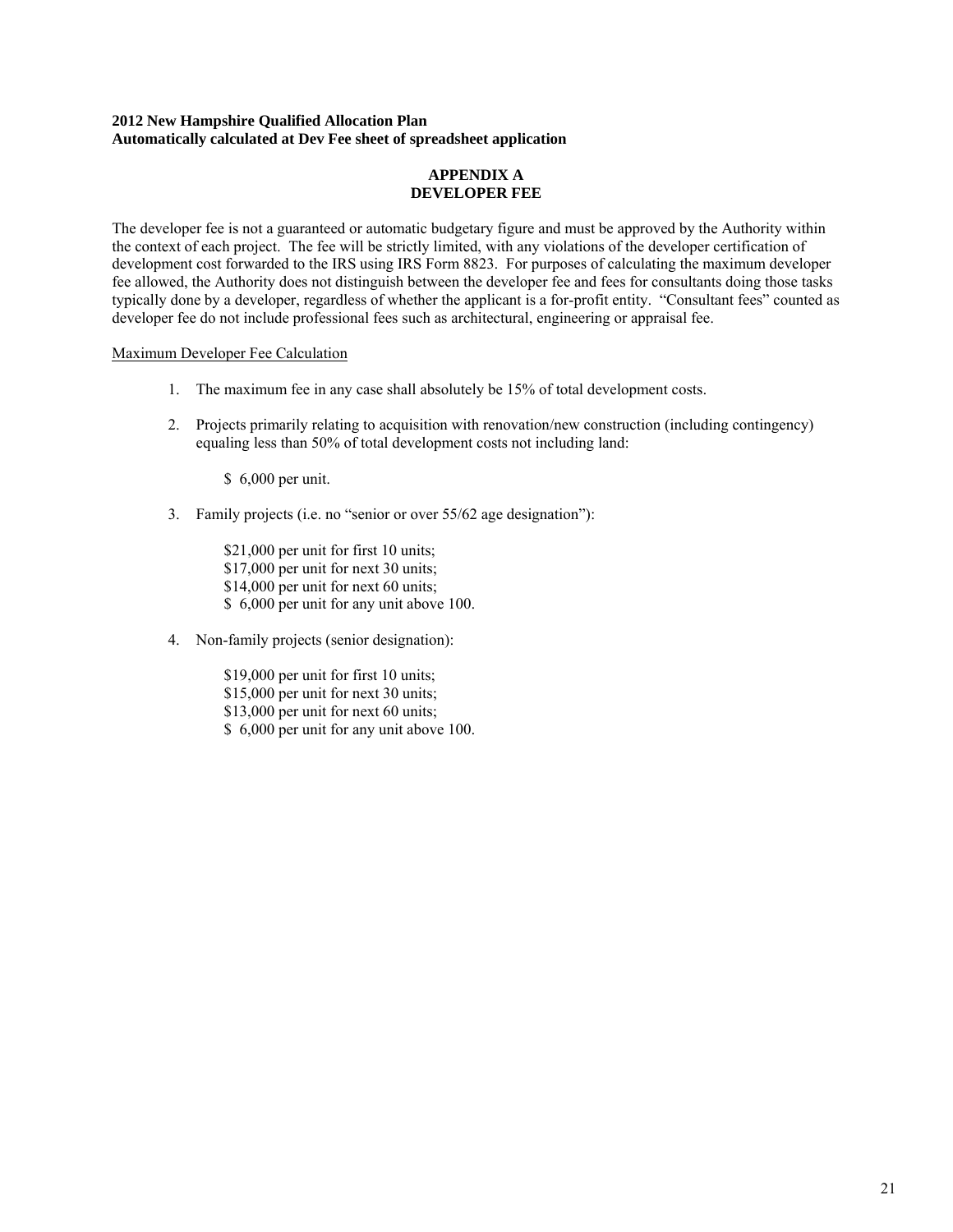**2012 New Hampshire Qualified Allocation Plan**
**Automatically calculated at Dev Fee sheet of spreadsheet application**

# APPENDIX A
# DEVELOPER FEE

The developer fee is not a guaranteed or automatic budgetary figure and must be approved by the Authority within the context of each project. The fee will be strictly limited, with any violations of the developer certification of development cost forwarded to the IRS using IRS Form 8823. For purposes of calculating the maximum developer fee allowed, the Authority does not distinguish between the developer fee and fees for consultants doing those tasks typically done by a developer, regardless of whether the applicant is a for-profit entity. "Consultant fees" counted as developer fee do not include professional fees such as architectural, engineering or appraisal fee.

<u>Maximum Developer Fee Calculation</u>

1. The maximum fee in any case shall absolutely be 15% of total development costs.

2. Projects primarily relating to acquisition with renovation/new construction (including contingency) equaling less than 50% of total development costs not including land:

   $ 6,000 per unit.

3. Family projects (i.e. no "senior or over 55/62 age designation"):

   $21,000 per unit for first 10 units;
   $17,000 per unit for next 30 units;
   $14,000 per unit for next 60 units;
   $ 6,000 per unit for any unit above 100.

4. Non-family projects (senior designation):

   $19,000 per unit for first 10 units;
   $15,000 per unit for next 30 units;
   $13,000 per unit for next 60 units;
   $ 6,000 per unit for any unit above 100.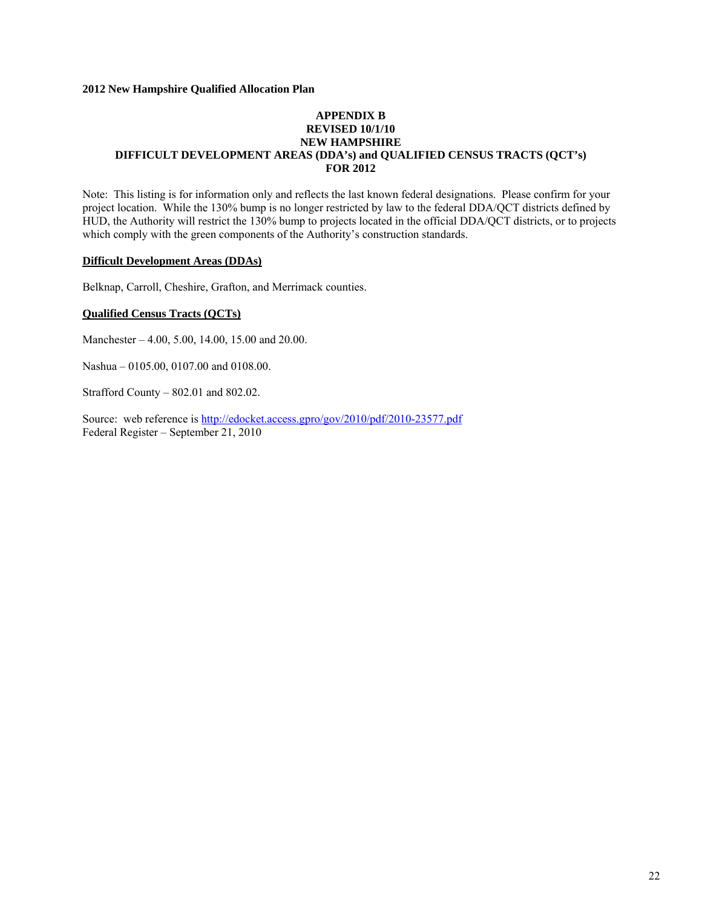**2012 New Hampshire Qualified Allocation Plan**

**APPENDIX B**
**REVISED 10/1/10**
**NEW HAMPSHIRE**
**DIFFICULT DEVELOPMENT AREAS (DDA's) and QUALIFIED CENSUS TRACTS (QCT's)**
**FOR 2012**

Note: This listing is for information only and reflects the last known federal designations. Please confirm for your project location. While the 130% bump is no longer restricted by law to the federal DDA/QCT districts defined by HUD, the Authority will restrict the 130% bump to projects located in the official DDA/QCT districts, or to projects which comply with the green components of the Authority's construction standards.

**Difficult Development Areas (DDAs)**

Belknap, Carroll, Cheshire, Grafton, and Merrimack counties.

**Qualified Census Tracts (QCTs)**

Manchester – 4.00, 5.00, 14.00, 15.00 and 20.00.

Nashua – 0105.00, 0107.00 and 0108.00.

Strafford County – 802.01 and 802.02.

Source: web reference is http://edocket.access.gpro/gov/2010/pdf/2010-23577.pdf
Federal Register – September 21, 2010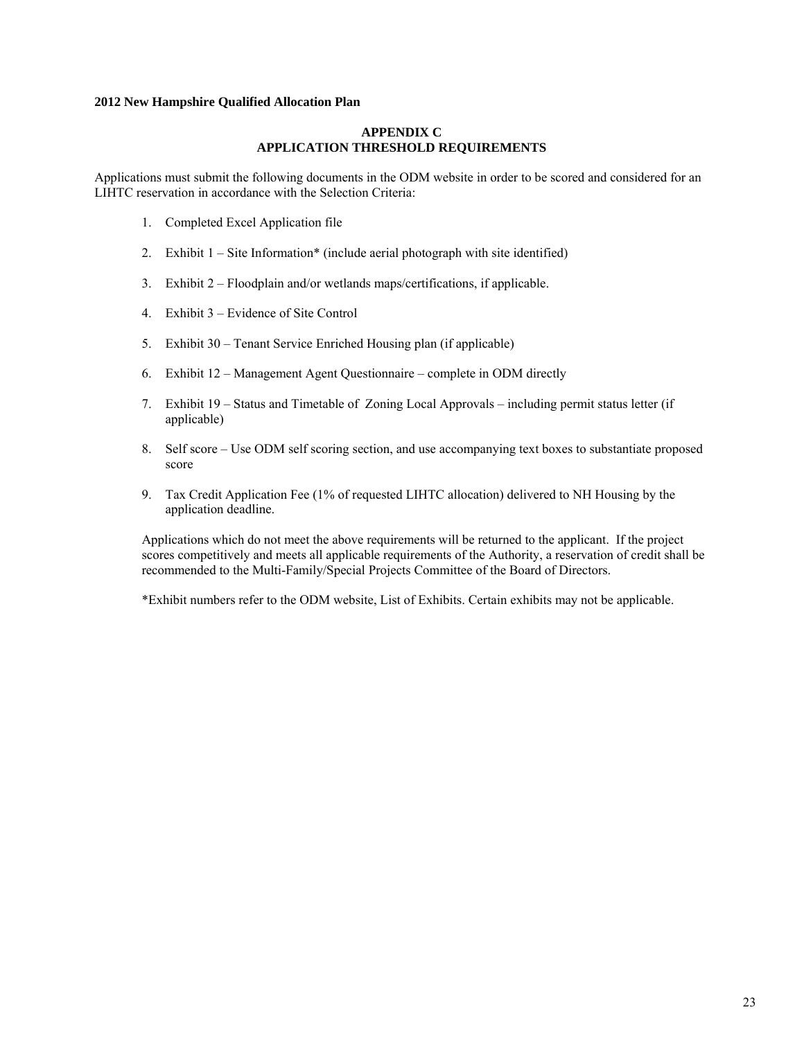**2012 New Hampshire Qualified Allocation Plan**

## APPENDIX C
## APPLICATION THRESHOLD REQUIREMENTS

Applications must submit the following documents in the ODM website in order to be scored and considered for an LIHTC reservation in accordance with the Selection Criteria:

1. Completed Excel Application file
2. Exhibit 1 – Site Information* (include aerial photograph with site identified)
3. Exhibit 2 – Floodplain and/or wetlands maps/certifications, if applicable.
4. Exhibit 3 – Evidence of Site Control
5. Exhibit 30 – Tenant Service Enriched Housing plan (if applicable)
6. Exhibit 12 – Management Agent Questionnaire – complete in ODM directly
7. Exhibit 19 – Status and Timetable of Zoning Local Approvals – including permit status letter (if applicable)
8. Self score – Use ODM self scoring section, and use accompanying text boxes to substantiate proposed score
9. Tax Credit Application Fee (1% of requested LIHTC allocation) delivered to NH Housing by the application deadline.

Applications which do not meet the above requirements will be returned to the applicant. If the project scores competitively and meets all applicable requirements of the Authority, a reservation of credit shall be recommended to the Multi-Family/Special Projects Committee of the Board of Directors.

*Exhibit numbers refer to the ODM website, List of Exhibits. Certain exhibits may not be applicable.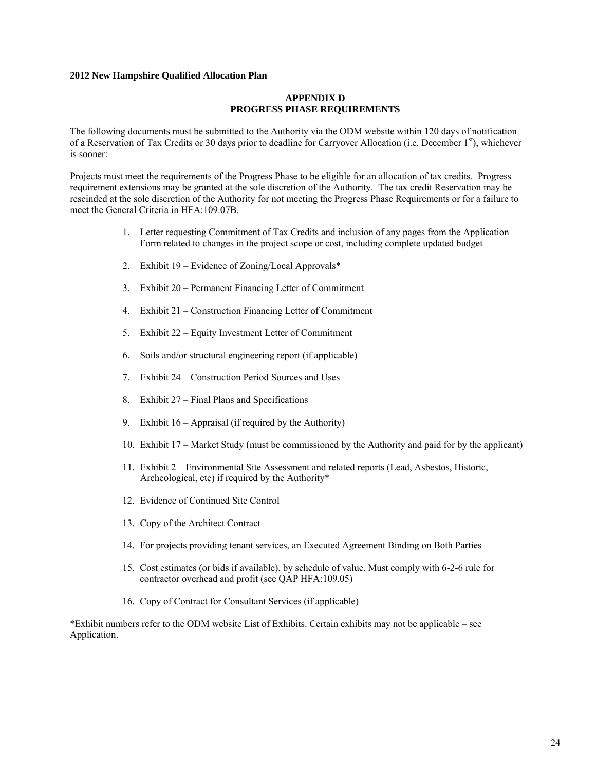**2012 New Hampshire Qualified Allocation Plan**

## APPENDIX D
## PROGRESS PHASE REQUIREMENTS

The following documents must be submitted to the Authority via the ODM website within 120 days of notification of a Reservation of Tax Credits or 30 days prior to deadline for Carryover Allocation (i.e. December 1st), whichever is sooner:

Projects must meet the requirements of the Progress Phase to be eligible for an allocation of tax credits. Progress requirement extensions may be granted at the sole discretion of the Authority. The tax credit Reservation may be rescinded at the sole discretion of the Authority for not meeting the Progress Phase Requirements or for a failure to meet the General Criteria in HFA:109.07B.

1. Letter requesting Commitment of Tax Credits and inclusion of any pages from the Application Form related to changes in the project scope or cost, including complete updated budget
2. Exhibit 19 – Evidence of Zoning/Local Approvals*
3. Exhibit 20 – Permanent Financing Letter of Commitment
4. Exhibit 21 – Construction Financing Letter of Commitment
5. Exhibit 22 – Equity Investment Letter of Commitment
6. Soils and/or structural engineering report (if applicable)
7. Exhibit 24 – Construction Period Sources and Uses
8. Exhibit 27 – Final Plans and Specifications
9. Exhibit 16 – Appraisal (if required by the Authority)
10. Exhibit 17 – Market Study (must be commissioned by the Authority and paid for by the applicant)
11. Exhibit 2 – Environmental Site Assessment and related reports (Lead, Asbestos, Historic, Archeological, etc) if required by the Authority*
12. Evidence of Continued Site Control
13. Copy of the Architect Contract
14. For projects providing tenant services, an Executed Agreement Binding on Both Parties
15. Cost estimates (or bids if available), by schedule of value. Must comply with 6-2-6 rule for contractor overhead and profit (see QAP HFA:109.05)
16. Copy of Contract for Consultant Services (if applicable)

*Exhibit numbers refer to the ODM website List of Exhibits. Certain exhibits may not be applicable – see Application.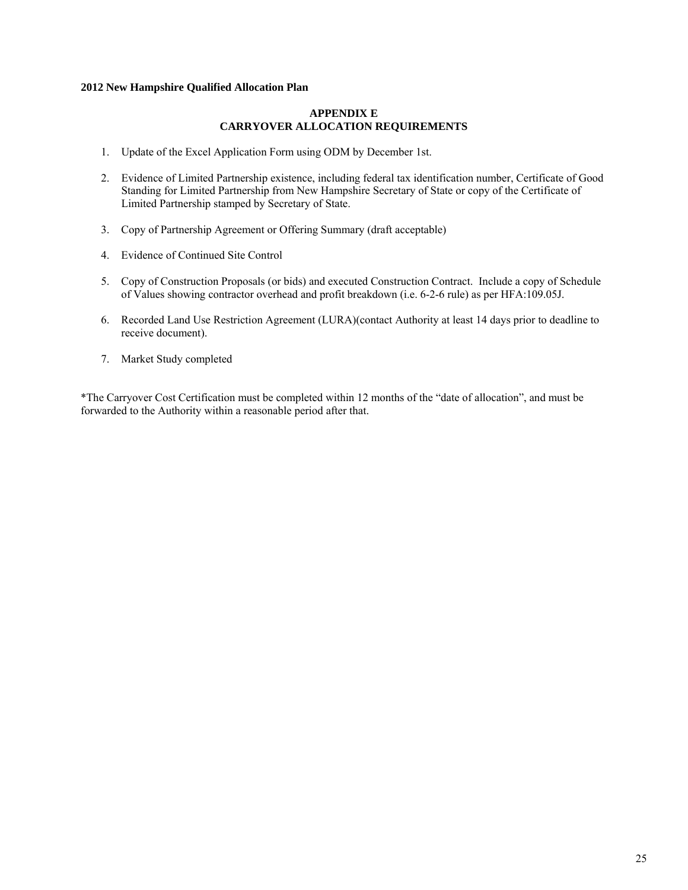**2012 New Hampshire Qualified Allocation Plan**

## APPENDIX E
## CARRYOVER ALLOCATION REQUIREMENTS

1. Update of the Excel Application Form using ODM by December 1st.
2. Evidence of Limited Partnership existence, including federal tax identification number, Certificate of Good Standing for Limited Partnership from New Hampshire Secretary of State or copy of the Certificate of Limited Partnership stamped by Secretary of State.
3. Copy of Partnership Agreement or Offering Summary (draft acceptable)
4. Evidence of Continued Site Control
5. Copy of Construction Proposals (or bids) and executed Construction Contract. Include a copy of Schedule of Values showing contractor overhead and profit breakdown (i.e. 6-2-6 rule) as per HFA:109.05J.
6. Recorded Land Use Restriction Agreement (LURA)(contact Authority at least 14 days prior to deadline to receive document).
7. Market Study completed

*The Carryover Cost Certification must be completed within 12 months of the "date of allocation", and must be forwarded to the Authority within a reasonable period after that.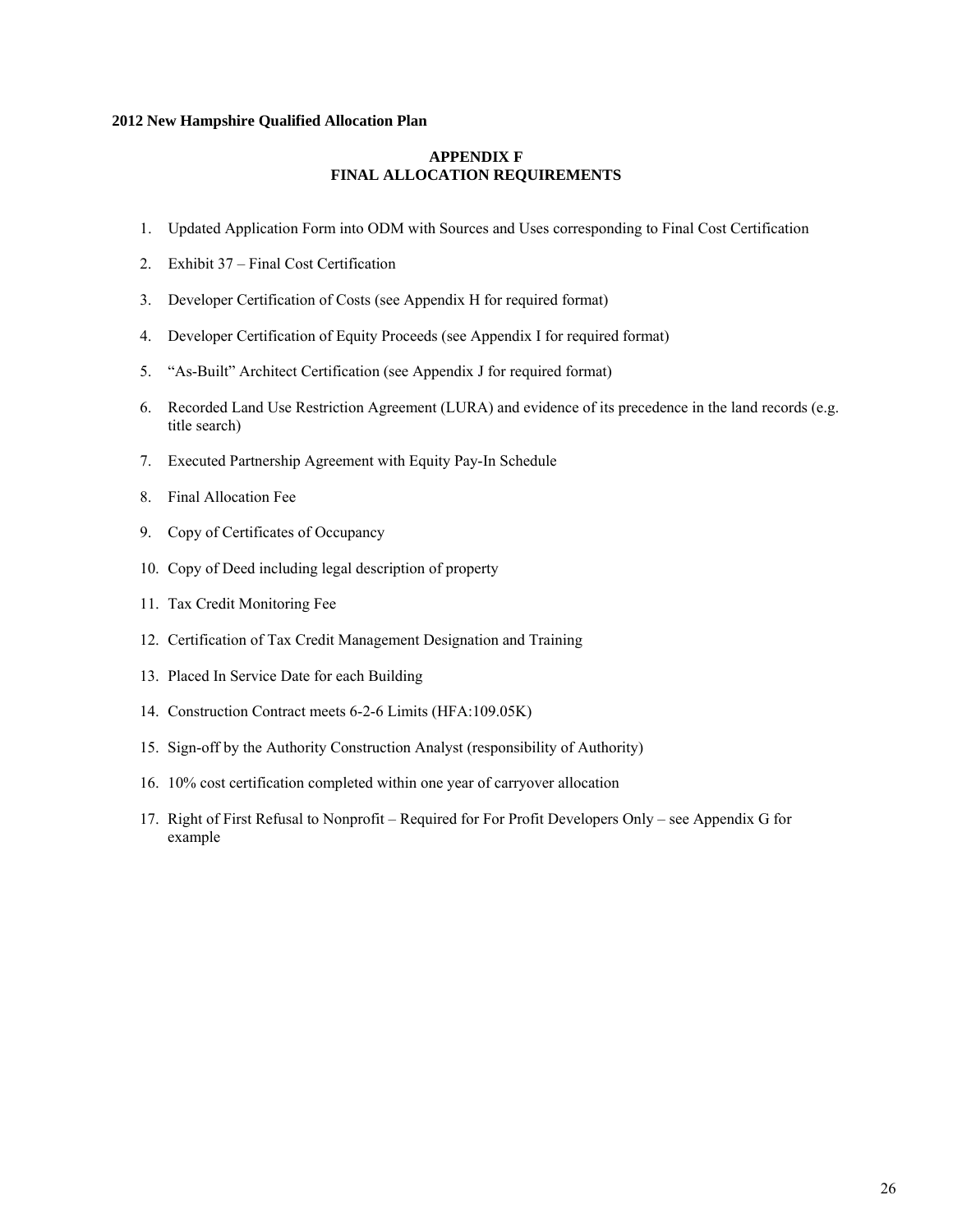**2012 New Hampshire Qualified Allocation Plan**

## APPENDIX F
## FINAL ALLOCATION REQUIREMENTS

1. Updated Application Form into ODM with Sources and Uses corresponding to Final Cost Certification
2. Exhibit 37 – Final Cost Certification
3. Developer Certification of Costs (see Appendix H for required format)
4. Developer Certification of Equity Proceeds (see Appendix I for required format)
5. "As-Built" Architect Certification (see Appendix J for required format)
6. Recorded Land Use Restriction Agreement (LURA) and evidence of its precedence in the land records (e.g. title search)
7. Executed Partnership Agreement with Equity Pay-In Schedule
8. Final Allocation Fee
9. Copy of Certificates of Occupancy
10. Copy of Deed including legal description of property
11. Tax Credit Monitoring Fee
12. Certification of Tax Credit Management Designation and Training
13. Placed In Service Date for each Building
14. Construction Contract meets 6-2-6 Limits (HFA:109.05K)
15. Sign-off by the Authority Construction Analyst (responsibility of Authority)
16. 10% cost certification completed within one year of carryover allocation
17. Right of First Refusal to Nonprofit – Required for For Profit Developers Only – see Appendix G for example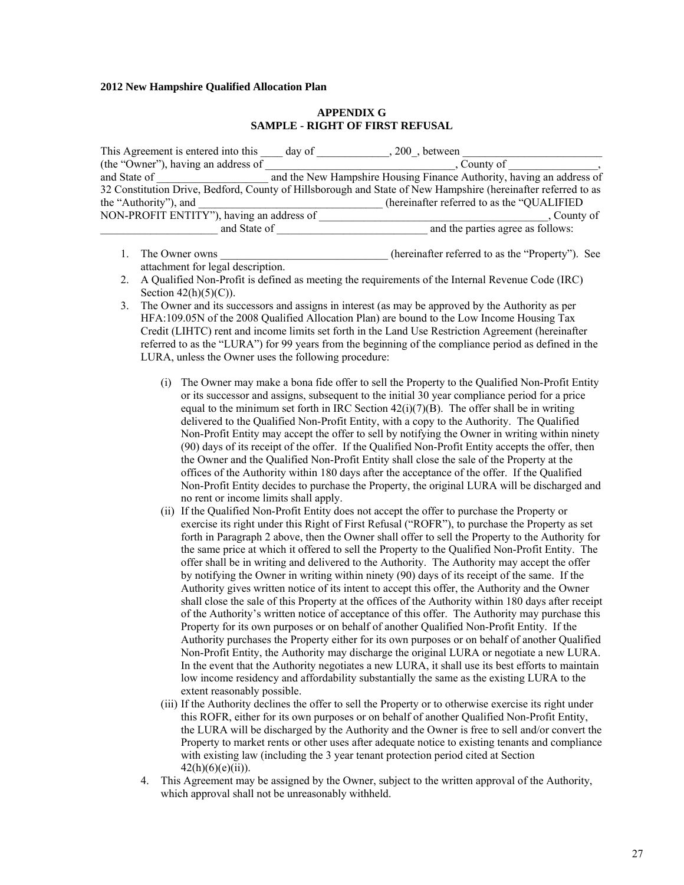**2012 New Hampshire Qualified Allocation Plan**

**APPENDIX G**
**SAMPLE - RIGHT OF FIRST REFUSAL**

This Agreement is entered into this ____ day of _____________, 200_, between _________________________ (the "Owner"), having an address of ________________________________, County of ________________, and State of ____________________ and the New Hampshire Housing Finance Authority, having an address of 32 Constitution Drive, Bedford, County of Hillsborough and State of New Hampshire (hereinafter referred to as the "Authority"), and _________________________________ (hereinafter referred to as the "QUALIFIED NON-PROFIT ENTITY"), having an address of ________________________________________, County of _____________________ and State of ___________________________ and the parties agree as follows:

1. The Owner owns ______________________________ (hereinafter referred to as the "Property"). See attachment for legal description.
2. A Qualified Non-Profit is defined as meeting the requirements of the Internal Revenue Code (IRC) Section 42(h)(5)(C)).
3. The Owner and its successors and assigns in interest (as may be approved by the Authority as per HFA:109.05N of the 2008 Qualified Allocation Plan) are bound to the Low Income Housing Tax Credit (LIHTC) rent and income limits set forth in the Land Use Restriction Agreement (hereinafter referred to as the "LURA") for 99 years from the beginning of the compliance period as defined in the LURA, unless the Owner uses the following procedure:

   (i) The Owner may make a bona fide offer to sell the Property to the Qualified Non-Profit Entity or its successor and assigns, subsequent to the initial 30 year compliance period for a price equal to the minimum set forth in IRC Section 42(i)(7)(B). The offer shall be in writing delivered to the Qualified Non-Profit Entity, with a copy to the Authority. The Qualified Non-Profit Entity may accept the offer to sell by notifying the Owner in writing within ninety (90) days of its receipt of the offer. If the Qualified Non-Profit Entity accepts the offer, then the Owner and the Qualified Non-Profit Entity shall close the sale of the Property at the offices of the Authority within 180 days after the acceptance of the offer. If the Qualified Non-Profit Entity decides to purchase the Property, the original LURA will be discharged and no rent or income limits shall apply.

   (ii) If the Qualified Non-Profit Entity does not accept the offer to purchase the Property or exercise its right under this Right of First Refusal ("ROFR"), to purchase the Property as set forth in Paragraph 2 above, then the Owner shall offer to sell the Property to the Authority for the same price at which it offered to sell the Property to the Qualified Non-Profit Entity. The offer shall be in writing and delivered to the Authority. The Authority may accept the offer by notifying the Owner in writing within ninety (90) days of its receipt of the same. If the Authority gives written notice of its intent to accept this offer, the Authority and the Owner shall close the sale of this Property at the offices of the Authority within 180 days after receipt of the Authority's written notice of acceptance of this offer. The Authority may purchase this Property for its own purposes or on behalf of another Qualified Non-Profit Entity. If the Authority purchases the Property either for its own purposes or on behalf of another Qualified Non-Profit Entity, the Authority may discharge the original LURA or negotiate a new LURA. In the event that the Authority negotiates a new LURA, it shall use its best efforts to maintain low income residency and affordability substantially the same as the existing LURA to the extent reasonably possible.

   (iii) If the Authority declines the offer to sell the Property or to otherwise exercise its right under this ROFR, either for its own purposes or on behalf of another Qualified Non-Profit Entity, the LURA will be discharged by the Authority and the Owner is free to sell and/or convert the Property to market rents or other uses after adequate notice to existing tenants and compliance with existing law (including the 3 year tenant protection period cited at Section 42(h)(6)(e)(ii)).

4. This Agreement may be assigned by the Owner, subject to the written approval of the Authority, which approval shall not be unreasonably withheld.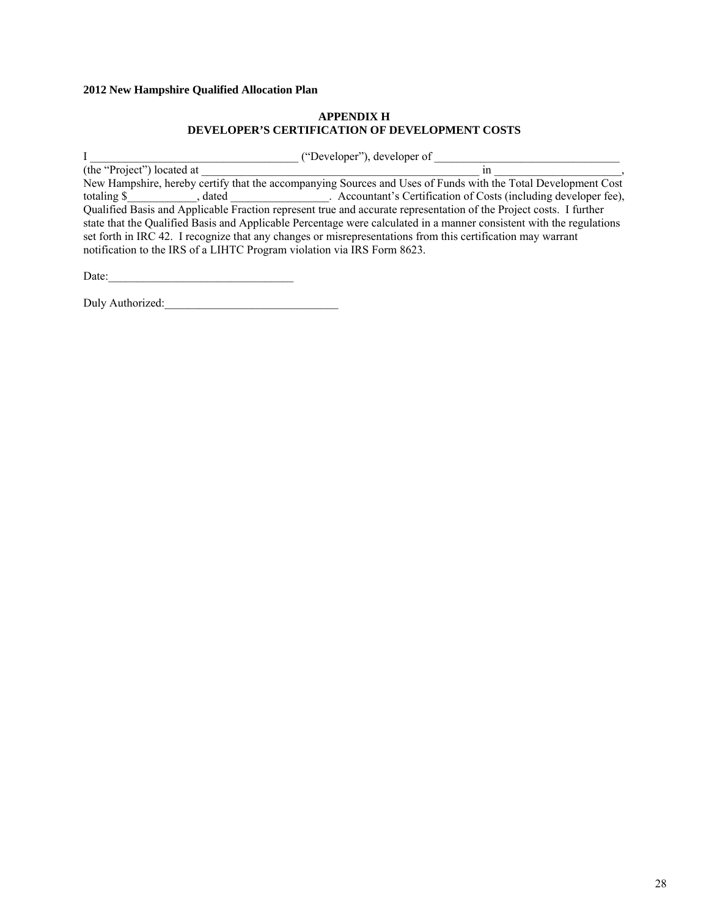**2012 New Hampshire Qualified Allocation Plan**

**APPENDIX H**
**DEVELOPER'S CERTIFICATION OF DEVELOPMENT COSTS**

I ___________________________________ ("Developer"), developer of ________________________________ (the "Project") located at _________________________________________________ in ______________________, New Hampshire, hereby certify that the accompanying Sources and Uses of Funds with the Total Development Cost totaling $____________, dated _________________. Accountant's Certification of Costs (including developer fee), Qualified Basis and Applicable Fraction represent true and accurate representation of the Project costs. I further state that the Qualified Basis and Applicable Percentage were calculated in a manner consistent with the regulations set forth in IRC 42. I recognize that any changes or misrepresentations from this certification may warrant notification to the IRS of a LIHTC Program violation via IRS Form 8623.

Date:________________________________

Duly Authorized:______________________________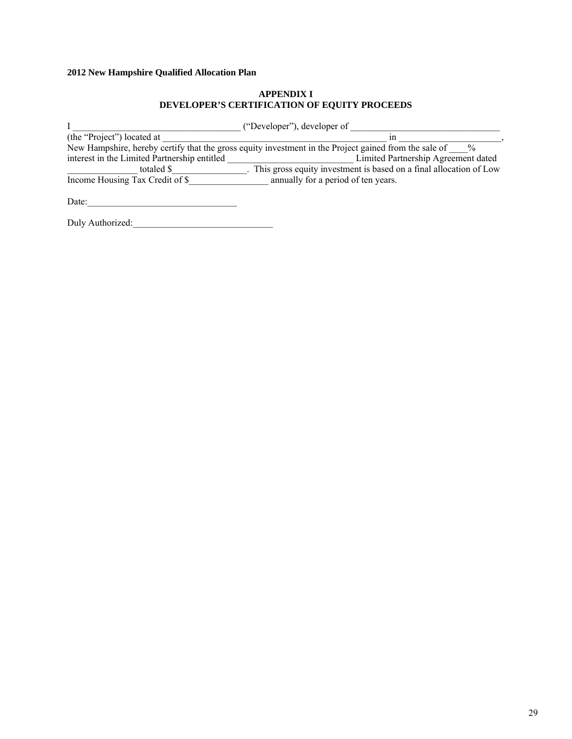**2012 New Hampshire Qualified Allocation Plan**

**APPENDIX I**
**DEVELOPER'S CERTIFICATION OF EQUITY PROCEEDS**

I ___________________________________ ("Developer"), developer of ________________________________ (the "Project") located at ___________________________________________________ in ______________________, New Hampshire, hereby certify that the gross equity investment in the Project gained from the sale of ____% interest in the Limited Partnership entitled ___________________________ Limited Partnership Agreement dated _______________ totaled $________________. This gross equity investment is based on a final allocation of Low Income Housing Tax Credit of $_________________ annually for a period of ten years.

Date:________________________________

Duly Authorized:______________________________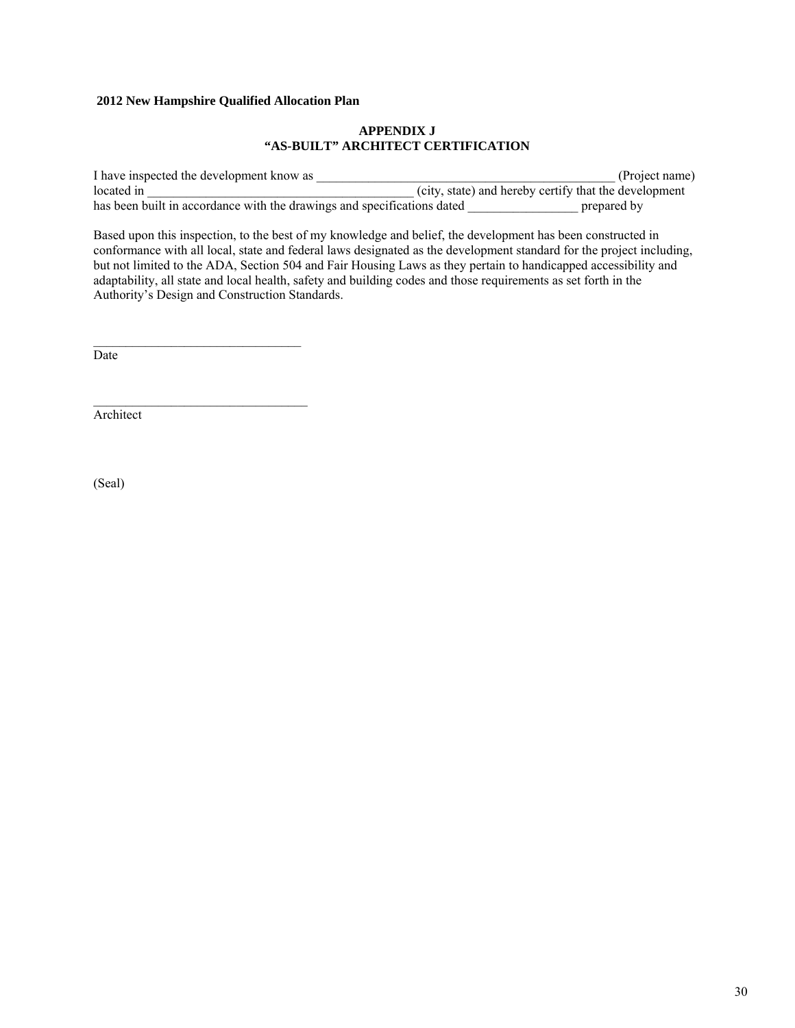**2012 New Hampshire Qualified Allocation Plan**

**APPENDIX J**
**"AS-BUILT" ARCHITECT CERTIFICATION**

I have inspected the development know as ________________________________________________ (Project name) located in __________________________________________ (city, state) and hereby certify that the development has been built in accordance with the drawings and specifications dated _________________ prepared by

Based upon this inspection, to the best of my knowledge and belief, the development has been constructed in conformance with all local, state and federal laws designated as the development standard for the project including, but not limited to the ADA, Section 504 and Fair Housing Laws as they pertain to handicapped accessibility and adaptability, all state and local health, safety and building codes and those requirements as set forth in the Authority's Design and Construction Standards.

_________________________________
Date

__________________________________
Architect

(Seal)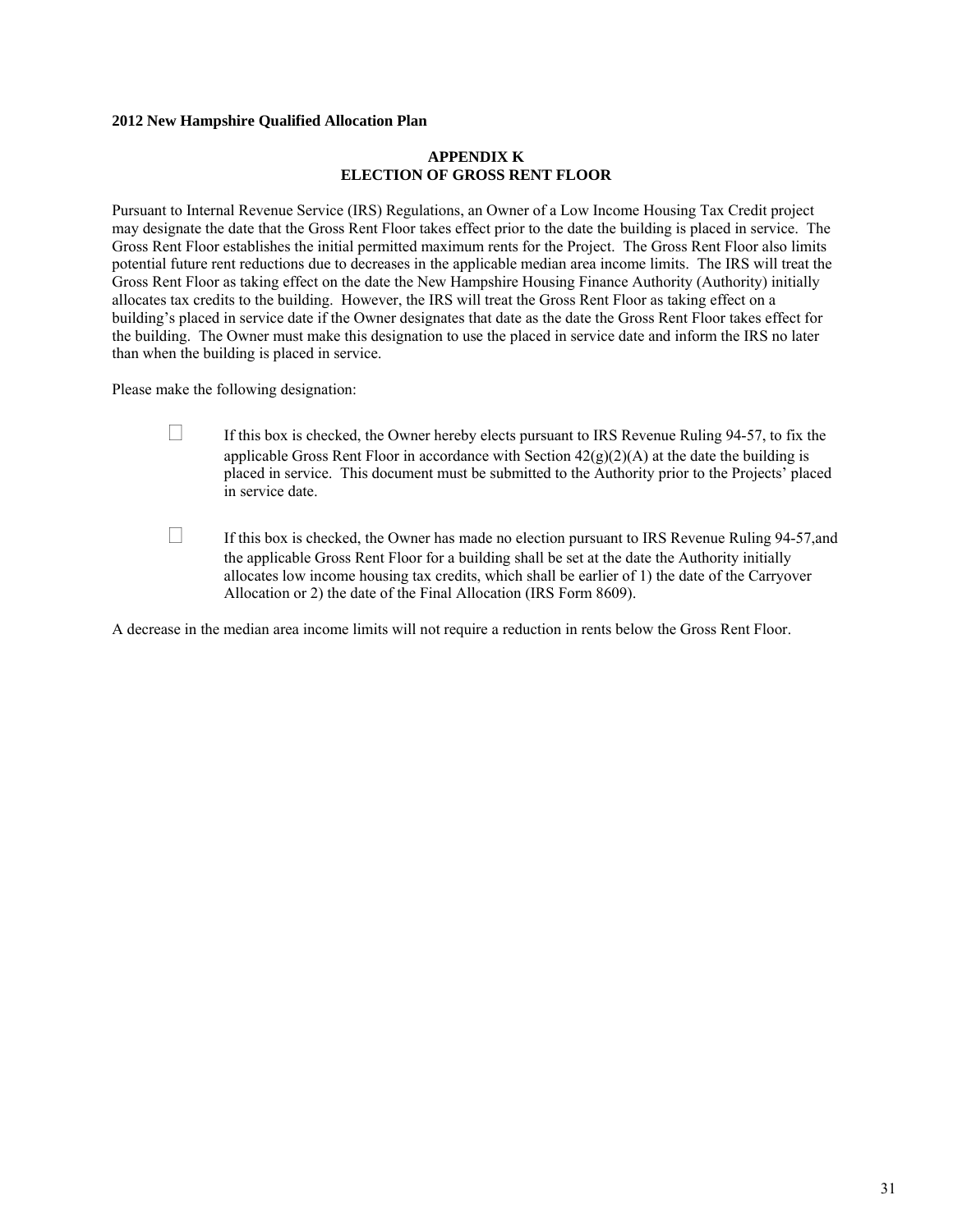**2012 New Hampshire Qualified Allocation Plan**

## APPENDIX K
## ELECTION OF GROSS RENT FLOOR

Pursuant to Internal Revenue Service (IRS) Regulations, an Owner of a Low Income Housing Tax Credit project may designate the date that the Gross Rent Floor takes effect prior to the date the building is placed in service. The Gross Rent Floor establishes the initial permitted maximum rents for the Project. The Gross Rent Floor also limits potential future rent reductions due to decreases in the applicable median area income limits. The IRS will treat the Gross Rent Floor as taking effect on the date the New Hampshire Housing Finance Authority (Authority) initially allocates tax credits to the building. However, the IRS will treat the Gross Rent Floor as taking effect on a building's placed in service date if the Owner designates that date as the date the Gross Rent Floor takes effect for the building. The Owner must make this designation to use the placed in service date and inform the IRS no later than when the building is placed in service.

Please make the following designation:

☐ If this box is checked, the Owner hereby elects pursuant to IRS Revenue Ruling 94-57, to fix the applicable Gross Rent Floor in accordance with Section 42(g)(2)(A) at the date the building is placed in service. This document must be submitted to the Authority prior to the Projects' placed in service date.

☐ If this box is checked, the Owner has made no election pursuant to IRS Revenue Ruling 94-57,and the applicable Gross Rent Floor for a building shall be set at the date the Authority initially allocates low income housing tax credits, which shall be earlier of 1) the date of the Carryover Allocation or 2) the date of the Final Allocation (IRS Form 8609).

A decrease in the median area income limits will not require a reduction in rents below the Gross Rent Floor.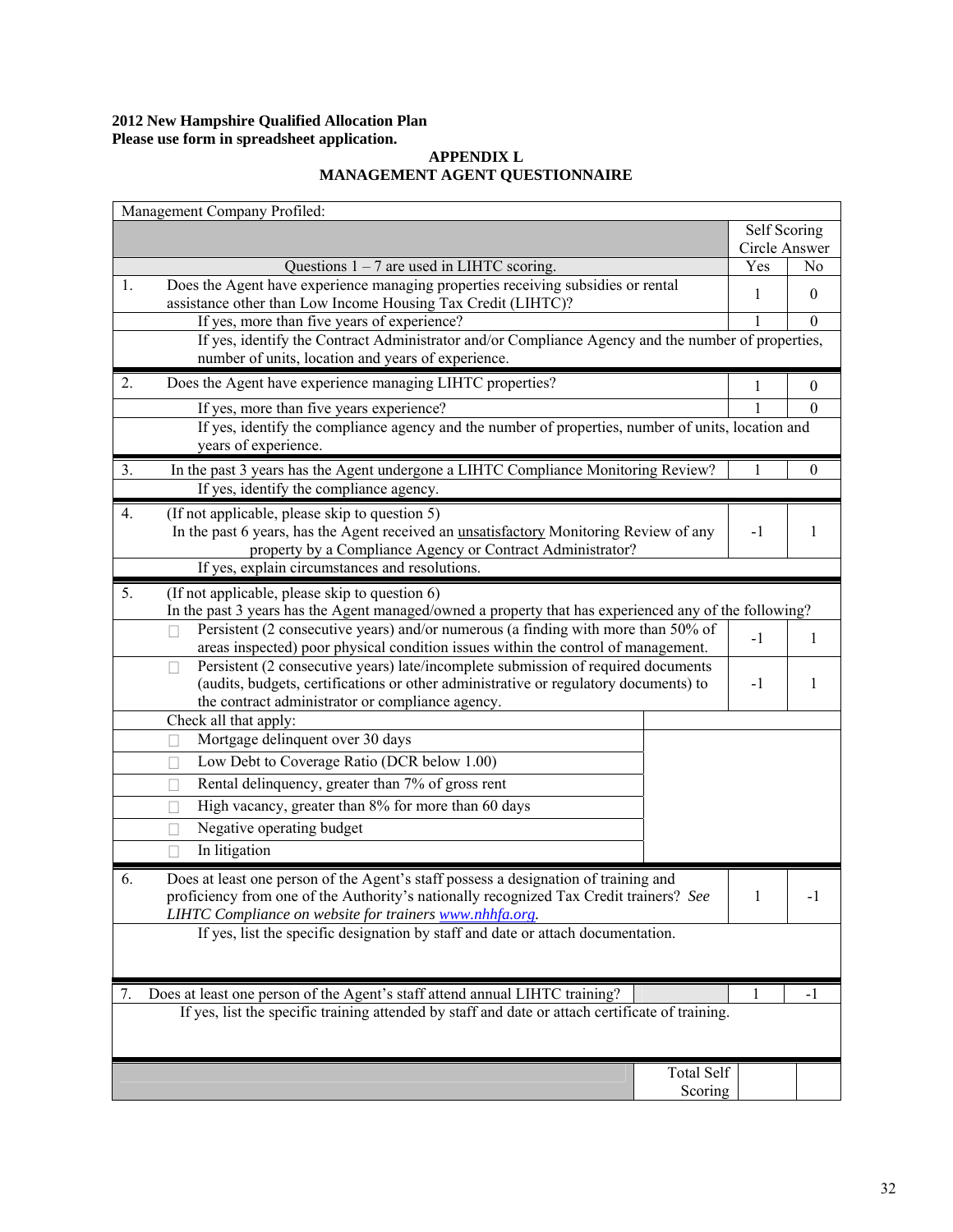**2012 New Hampshire Qualified Allocation Plan**
**Please use form in spreadsheet application.**

## APPENDIX L
## MANAGEMENT AGENT QUESTIONNAIRE

| Management Company Profiled: | | | |
|---|---|---|---|
| | | Self Scoring Circle Answer | |
| | Questions 1 – 7 are used in LIHTC scoring. | Yes | No |
| 1. | Does the Agent have experience managing properties receiving subsidies or rental assistance other than Low Income Housing Tax Credit (LIHTC)? | 1 | 0 |
| | If yes, more than five years of experience? | 1 | 0 |
| | If yes, identify the Contract Administrator and/or Compliance Agency and the number of properties, number of units, location and years of experience. | | |
| 2. | Does the Agent have experience managing LIHTC properties? | 1 | 0 |
| | If yes, more than five years experience? | 1 | 0 |
| | If yes, identify the compliance agency and the number of properties, number of units, location and years of experience. | | |
| 3. | In the past 3 years has the Agent undergone a LIHTC Compliance Monitoring Review? | 1 | 0 |
| | If yes, identify the compliance agency. | | |
| 4. | (If not applicable, please skip to question 5) In the past 6 years, has the Agent received an unsatisfactory Monitoring Review of any property by a Compliance Agency or Contract Administrator? | -1 | 1 |
| | If yes, explain circumstances and resolutions. | | |
| 5. | (If not applicable, please skip to question 6) In the past 3 years has the Agent managed/owned a property that has experienced any of the following? | | |
| | ☐ Persistent (2 consecutive years) and/or numerous (a finding with more than 50% of areas inspected) poor physical condition issues within the control of management. | -1 | 1 |
| | ☐ Persistent (2 consecutive years) late/incomplete submission of required documents (audits, budgets, certifications or other administrative or regulatory documents) to the contract administrator or compliance agency. | -1 | 1 |
| | Check all that apply: | | |
| | ☐ Mortgage delinquent over 30 days | | |
| | ☐ Low Debt to Coverage Ratio (DCR below 1.00) | | |
| | ☐ Rental delinquency, greater than 7% of gross rent | | |
| | ☐ High vacancy, greater than 8% for more than 60 days | | |
| | ☐ Negative operating budget | | |
| | ☐ In litigation | | |
| 6. | Does at least one person of the Agent's staff possess a designation of training and proficiency from one of the Authority's nationally recognized Tax Credit trainers? *See LIHTC Compliance on website for trainers www.nhhfa.org.* | 1 | -1 |
| | If yes, list the specific designation by staff and date or attach documentation. | | |
| 7. | Does at least one person of the Agent's staff attend annual LIHTC training? | 1 | -1 |
| | If yes, list the specific training attended by staff and date or attach certificate of training. | | |
| | Total Self Scoring | | |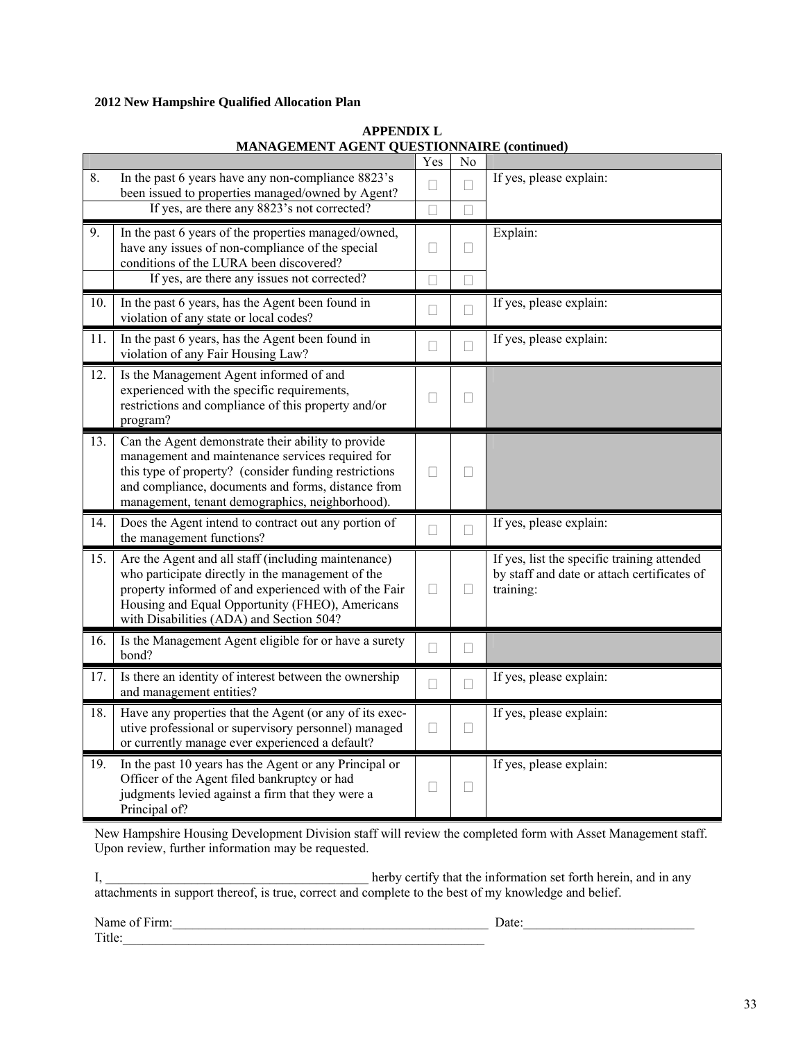**2012 New Hampshire Qualified Allocation Plan**

## APPENDIX L
## MANAGEMENT AGENT QUESTIONNAIRE (continued)

| | | Yes | No | |
|---|---|---|---|---|
| 8. | In the past 6 years have any non-compliance 8823's been issued to properties managed/owned by Agent? | ☐ | ☐ | If yes, please explain: |
| | If yes, are there any 8823's not corrected? | ☐ | ☐ | |
| 9. | In the past 6 years of the properties managed/owned, have any issues of non-compliance of the special conditions of the LURA been discovered? | ☐ | ☐ | Explain: |
| | If yes, are there any issues not corrected? | ☐ | ☐ | |
| 10. | In the past 6 years, has the Agent been found in violation of any state or local codes? | ☐ | ☐ | If yes, please explain: |
| 11. | In the past 6 years, has the Agent been found in violation of any Fair Housing Law? | ☐ | ☐ | If yes, please explain: |
| 12. | Is the Management Agent informed of and experienced with the specific requirements, restrictions and compliance of this property and/or program? | ☐ | ☐ | |
| 13. | Can the Agent demonstrate their ability to provide management and maintenance services required for this type of property? (consider funding restrictions and compliance, documents and forms, distance from management, tenant demographics, neighborhood). | ☐ | ☐ | |
| 14. | Does the Agent intend to contract out any portion of the management functions? | ☐ | ☐ | If yes, please explain: |
| 15. | Are the Agent and all staff (including maintenance) who participate directly in the management of the property informed of and experienced with of the Fair Housing and Equal Opportunity (FHEO), Americans with Disabilities (ADA) and Section 504? | ☐ | ☐ | If yes, list the specific training attended by staff and date or attach certificates of training: |
| 16. | Is the Management Agent eligible for or have a surety bond? | ☐ | ☐ | |
| 17. | Is there an identity of interest between the ownership and management entities? | ☐ | ☐ | If yes, please explain: |
| 18. | Have any properties that the Agent (or any of its executive professional or supervisory personnel) managed or currently manage ever experienced a default? | ☐ | ☐ | If yes, please explain: |
| 19. | In the past 10 years has the Agent or any Principal or Officer of the Agent filed bankruptcy or had judgments levied against a firm that they were a Principal of? | ☐ | ☐ | If yes, please explain: |

New Hampshire Housing Development Division staff will review the completed form with Asset Management staff. Upon review, further information may be requested.

I, ________________________________________ herby certify that the information set forth herein, and in any attachments in support thereof, is true, correct and complete to the best of my knowledge and belief.

Name of Firm:__________________________________________________ Date:__________________________

Title:_________________________________________________________